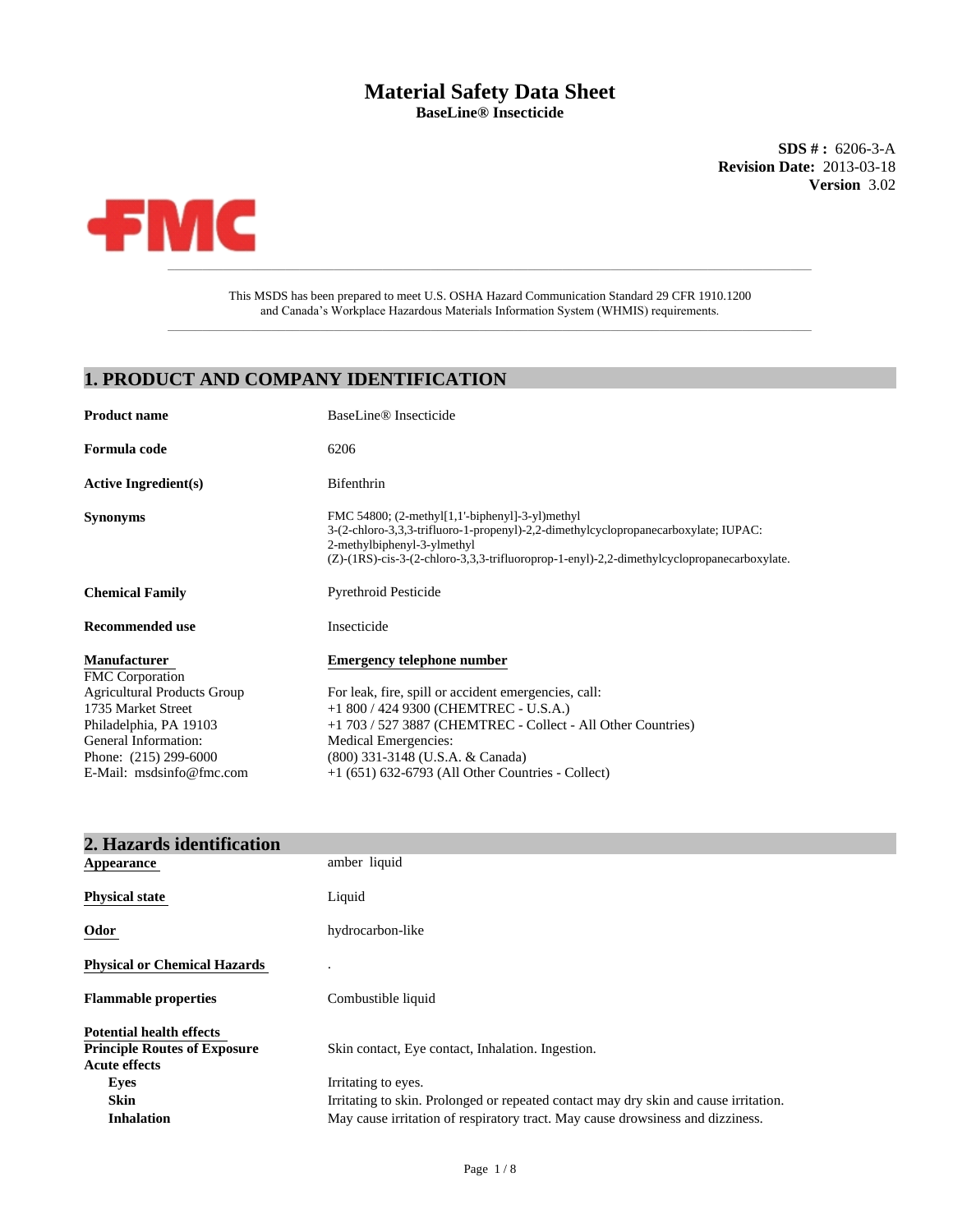# Material Safety Data Sheet

**BaseLine® Insecticide**

**SDS # :** 6206-3-A
**Revision Date:** 2013-03-18
**Version** 3.02

FMC

This MSDS has been prepared to meet U.S. OSHA Hazard Communication Standard 29 CFR 1910.1200 and Canada's Workplace Hazardous Materials Information System (WHMIS) requirements.

## 1. PRODUCT AND COMPANY IDENTIFICATION

**Product name** BaseLine® Insecticide

**Formula code** 6206

**Active Ingredient(s)** Bifenthrin

**Synonyms** FMC 54800; (2-methyl[1,1'-biphenyl]-3-yl)methyl 3-(2-chloro-3,3,3-trifluoro-1-propenyl)-2,2-dimethylcyclopropanecarboxylate; IUPAC: 2-methylbiphenyl-3-ylmethyl (Z)-(1RS)-cis-3-(2-chloro-3,3,3-trifluoroprop-1-enyl)-2,2-dimethylcyclopropanecarboxylate.

**Chemical Family** Pyrethroid Pesticide

**Recommended use** Insecticide

**Manufacturer**
FMC Corporation
Agricultural Products Group
1735 Market Street
Philadelphia, PA 19103
General Information:
Phone: (215) 299-6000
E-Mail: msdsinfo@fmc.com

**Emergency telephone number**
For leak, fire, spill or accident emergencies, call:
+1 800 / 424 9300 (CHEMTREC - U.S.A.)
+1 703 / 527 3887 (CHEMTREC - Collect - All Other Countries)
Medical Emergencies:
(800) 331-3148 (U.S.A. & Canada)
+1 (651) 632-6793 (All Other Countries - Collect)

## 2. Hazards identification

**Appearance** amber liquid

**Physical state** Liquid

**Odor** hydrocarbon-like

**Physical or Chemical Hazards** .

**Flammable properties** Combustible liquid

**Potential health effects**

**Principle Routes of Exposure** Skin contact, Eye contact, Inhalation. Ingestion.

**Acute effects**

- **Eyes** Irritating to eyes.
- **Skin** Irritating to skin. Prolonged or repeated contact may dry skin and cause irritation.
- **Inhalation** May cause irritation of respiratory tract. May cause drowsiness and dizziness.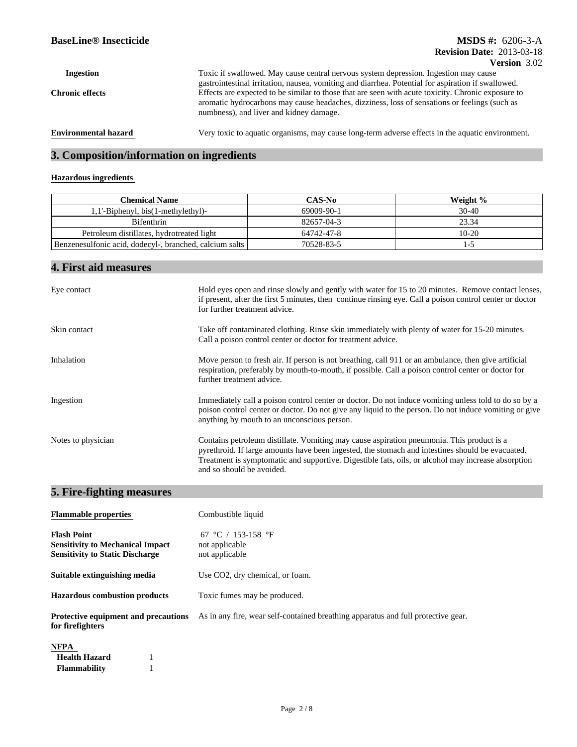**Ingestion** Toxic if swallowed. May cause central nervous system depression. Ingestion may cause gastrointestinal irritation, nausea, vomiting and diarrhea. Potential for aspiration if swallowed.

**Chronic effects** Effects are expected to be similar to those that are seen with acute toxicity. Chronic exposure to aromatic hydrocarbons may cause headaches, dizziness, loss of sensations or feelings (such as numbness), and liver and kidney damage.

**Environmental hazard** Very toxic to aquatic organisms, may cause long-term adverse effects in the aquatic environment.

## 3. Composition/information on ingredients

**Hazardous ingredients**

| Chemical Name | CAS-No | Weight % |
|---|---|---|
| 1,1'-Biphenyl, bis(1-methylethyl)- | 69009-90-1 | 30-40 |
| Bifenthrin | 82657-04-3 | 23.34 |
| Petroleum distillates, hydrotreated light | 64742-47-8 | 10-20 |
| Benzenesulfonic acid, dodecyl-, branched, calcium salts | 70528-83-5 | 1-5 |

## 4. First aid measures

Eye contact: Hold eyes open and rinse slowly and gently with water for 15 to 20 minutes. Remove contact lenses, if present, after the first 5 minutes, then continue rinsing eye. Call a poison control center or doctor for further treatment advice.

Skin contact: Take off contaminated clothing. Rinse skin immediately with plenty of water for 15-20 minutes. Call a poison control center or doctor for treatment advice.

Inhalation: Move person to fresh air. If person is not breathing, call 911 or an ambulance, then give artificial respiration, preferably by mouth-to-mouth, if possible. Call a poison control center or doctor for further treatment advice.

Ingestion: Immediately call a poison control center or doctor. Do not induce vomiting unless told to do so by a poison control center or doctor. Do not give any liquid to the person. Do not induce vomiting or give anything by mouth to an unconscious person.

Notes to physician: Contains petroleum distillate. Vomiting may cause aspiration pneumonia. This product is a pyrethroid. If large amounts have been ingested, the stomach and intestines should be evacuated. Treatment is symptomatic and supportive. Digestible fats, oils, or alcohol may increase absorption and so should be avoided.

## 5. Fire-fighting measures

**Flammable properties** Combustible liquid

**Flash Point** 67 °C / 153-158 °F
**Sensitivity to Mechanical Impact** not applicable
**Sensitivity to Static Discharge** not applicable

**Suitable extinguishing media** Use $CO_2$, dry chemical, or foam.

**Hazardous combustion products** Toxic fumes may be produced.

**Protective equipment and precautions for firefighters** As in any fire, wear self-contained breathing apparatus and full protective gear.

**NFPA**

**Health Hazard** 1
**Flammability** 1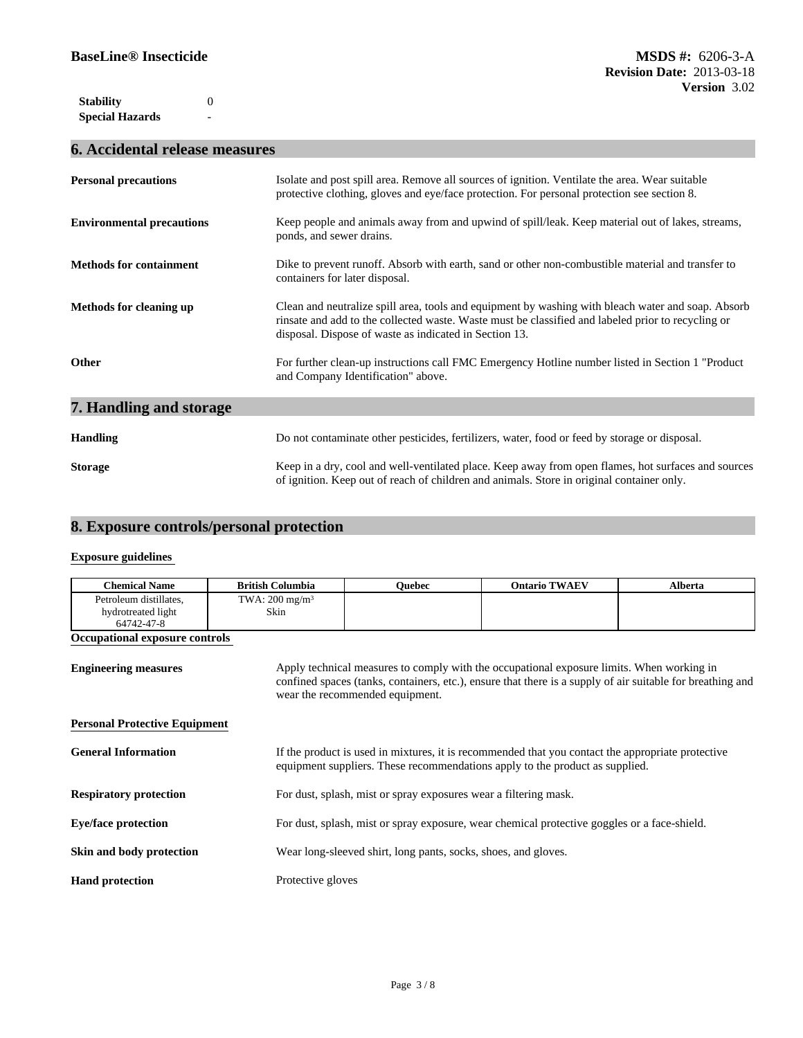| | |
|---|---|
| **Stability** | 0 |
| **Special Hazards** | - |

## 6. Accidental release measures

**Personal precautions**
Isolate and post spill area. Remove all sources of ignition. Ventilate the area. Wear suitable protective clothing, gloves and eye/face protection. For personal protection see section 8.

**Environmental precautions**
Keep people and animals away from and upwind of spill/leak. Keep material out of lakes, streams, ponds, and sewer drains.

**Methods for containment**
Dike to prevent runoff. Absorb with earth, sand or other non-combustible material and transfer to containers for later disposal.

**Methods for cleaning up**
Clean and neutralize spill area, tools and equipment by washing with bleach water and soap. Absorb rinsate and add to the collected waste. Waste must be classified and labeled prior to recycling or disposal. Dispose of waste as indicated in Section 13.

**Other**
For further clean-up instructions call FMC Emergency Hotline number listed in Section 1 "Product and Company Identification" above.

## 7. Handling and storage

**Handling**
Do not contaminate other pesticides, fertilizers, water, food or feed by storage or disposal.

**Storage**
Keep in a dry, cool and well-ventilated place. Keep away from open flames, hot surfaces and sources of ignition. Keep out of reach of children and animals. Store in original container only.

## 8. Exposure controls/personal protection

**Exposure guidelines**

| Chemical Name | British Columbia | Quebec | Ontario TWAEV | Alberta |
|---|---|---|---|---|
| Petroleum distillates, hydrotreated light 64742-47-8 | TWA: 200 mg/m$^3$ Skin | | | |

**Occupational exposure controls**

**Engineering measures**
Apply technical measures to comply with the occupational exposure limits. When working in confined spaces (tanks, containers, etc.), ensure that there is a supply of air suitable for breathing and wear the recommended equipment.

**Personal Protective Equipment**

**General Information**
If the product is used in mixtures, it is recommended that you contact the appropriate protective equipment suppliers. These recommendations apply to the product as supplied.

**Respiratory protection**
For dust, splash, mist or spray exposures wear a filtering mask.

**Eye/face protection**
For dust, splash, mist or spray exposure, wear chemical protective goggles or a face-shield.

**Skin and body protection**
Wear long-sleeved shirt, long pants, socks, shoes, and gloves.

**Hand protection**
Protective gloves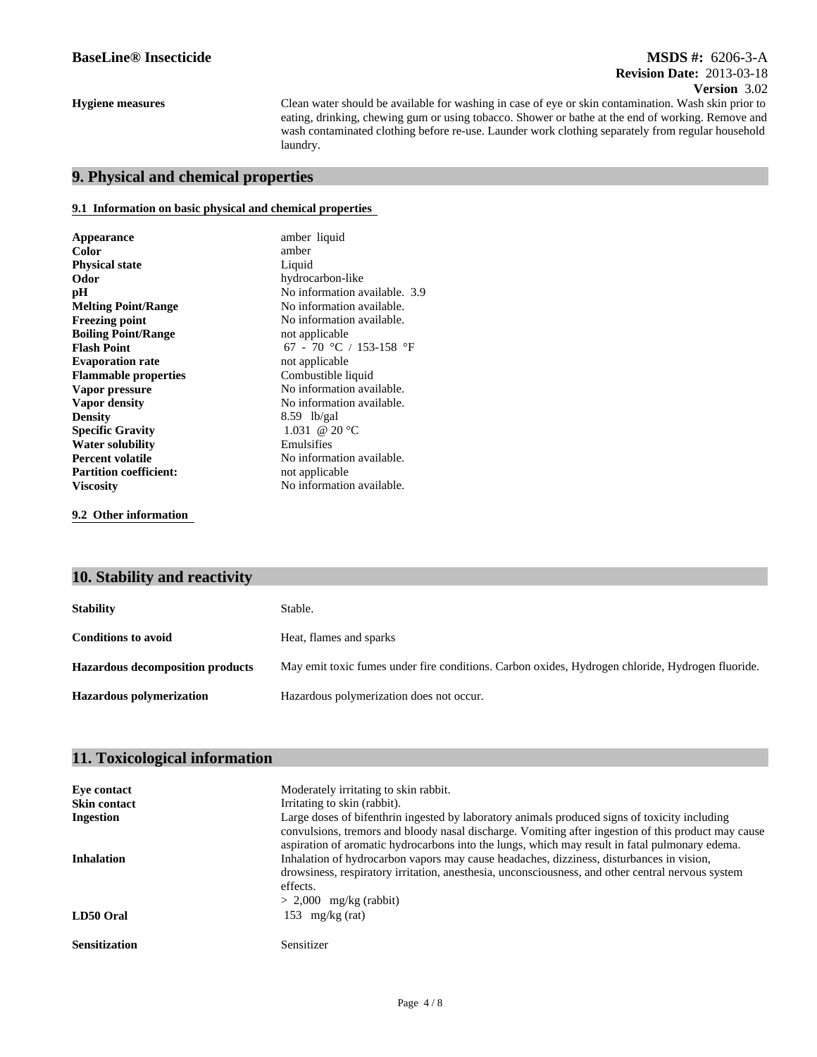| | |
|---|---|
| **Hygiene measures** | Clean water should be available for washing in case of eye or skin contamination. Wash skin prior to eating, drinking, chewing gum or using tobacco. Shower or bathe at the end of working. Remove and wash contaminated clothing before re-use. Launder work clothing separately from regular household laundry. |

## 9. Physical and chemical properties

### 9.1 Information on basic physical and chemical properties

| | |
|---|---|
| **Appearance** | amber liquid |
| **Color** | amber |
| **Physical state** | Liquid |
| **Odor** | hydrocarbon-like |
| **pH** | No information available. 3.9 |
| **Melting Point/Range** | No information available. |
| **Freezing point** | No information available. |
| **Boiling Point/Range** | not applicable |
| **Flash Point** | 67 - 70 °C / 153-158 °F |
| **Evaporation rate** | not applicable |
| **Flammable properties** | Combustible liquid |
| **Vapor pressure** | No information available. |
| **Vapor density** | No information available. |
| **Density** | 8.59 lb/gal |
| **Specific Gravity** | 1.031 @ 20 °C |
| **Water solubility** | Emulsifies |
| **Percent volatile** | No information available. |
| **Partition coefficient:** | not applicable |
| **Viscosity** | No information available. |

### 9.2 Other information

## 10. Stability and reactivity

| | |
|---|---|
| **Stability** | Stable. |
| **Conditions to avoid** | Heat, flames and sparks |
| **Hazardous decomposition products** | May emit toxic fumes under fire conditions. Carbon oxides, Hydrogen chloride, Hydrogen fluoride. |
| **Hazardous polymerization** | Hazardous polymerization does not occur. |

## 11. Toxicological information

| | |
|---|---|
| **Eye contact** | Moderately irritating to skin rabbit. |
| **Skin contact** | Irritating to skin (rabbit). |
| **Ingestion** | Large doses of bifenthrin ingested by laboratory animals produced signs of toxicity including convulsions, tremors and bloody nasal discharge. Vomiting after ingestion of this product may cause aspiration of aromatic hydrocarbons into the lungs, which may result in fatal pulmonary edema. |
| **Inhalation** | Inhalation of hydrocarbon vapors may cause headaches, dizziness, disturbances in vision, drowsiness, respiratory irritation, anesthesia, unconsciousness, and other central nervous system effects.<br>> 2,000 mg/kg (rabbit) |
| **LD50 Oral** | 153 mg/kg (rat) |
| **Sensitization** | Sensitizer |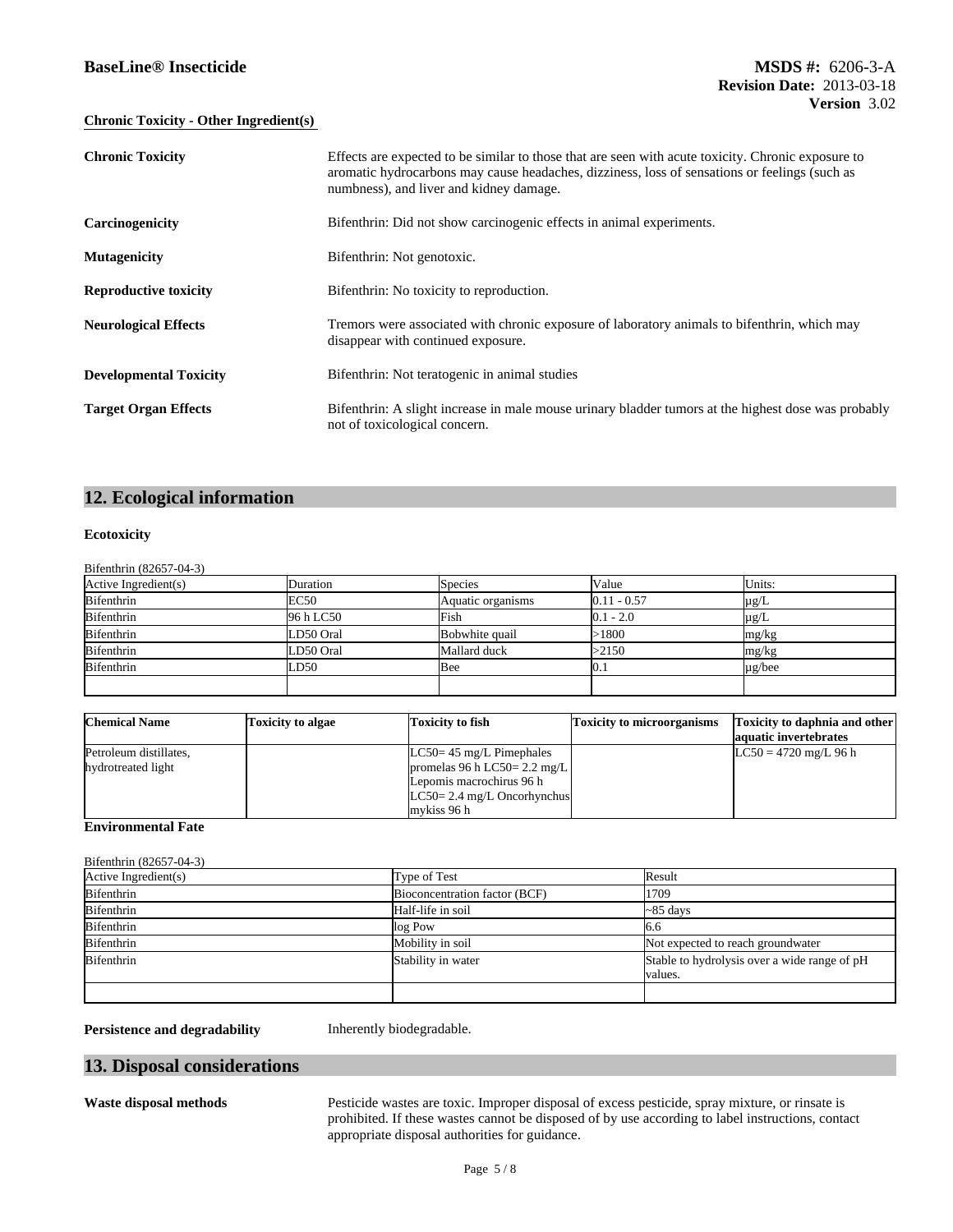### Chronic Toxicity - Other Ingredient(s)

| | |
|---|---|
| **Chronic Toxicity** | Effects are expected to be similar to those that are seen with acute toxicity. Chronic exposure to aromatic hydrocarbons may cause headaches, dizziness, loss of sensations or feelings (such as numbness), and liver and kidney damage. |
| **Carcinogenicity** | Bifenthrin: Did not show carcinogenic effects in animal experiments. |
| **Mutagenicity** | Bifenthrin: Not genotoxic. |
| **Reproductive toxicity** | Bifenthrin: No toxicity to reproduction. |
| **Neurological Effects** | Tremors were associated with chronic exposure of laboratory animals to bifenthrin, which may disappear with continued exposure. |
| **Developmental Toxicity** | Bifenthrin: Not teratogenic in animal studies |
| **Target Organ Effects** | Bifenthrin: A slight increase in male mouse urinary bladder tumors at the highest dose was probably not of toxicological concern. |

## 12. Ecological information

### Ecotoxicity

Bifenthrin (82657-04-3)

| Active Ingredient(s) | Duration | Species | Value | Units: |
|---|---|---|---|---|
| Bifenthrin | EC50 | Aquatic organisms | 0.11 - 0.57 | µg/L |
| Bifenthrin | 96 h LC50 | Fish | 0.1 - 2.0 | µg/L |
| Bifenthrin | LD50 Oral | Bobwhite quail | >1800 | mg/kg |
| Bifenthrin | LD50 Oral | Mallard duck | >2150 | mg/kg |
| Bifenthrin | LD50 | Bee | 0.1 | µg/bee |
| | | | | |

| Chemical Name | Toxicity to algae | Toxicity to fish | Toxicity to microorganisms | Toxicity to daphnia and other aquatic invertebrates |
|---|---|---|---|---|
| Petroleum distillates, hydrotreated light | | LC50= 45 mg/L Pimephales promelas 96 h LC50= 2.2 mg/L Lepomis macrochirus 96 h LC50= 2.4 mg/L Oncorhynchus mykiss 96 h | | LC50 = 4720 mg/L 96 h |

### Environmental Fate

Bifenthrin (82657-04-3)

| Active Ingredient(s) | Type of Test | Result |
|---|---|---|
| Bifenthrin | Bioconcentration factor (BCF) | 1709 |
| Bifenthrin | Half-life in soil | ~85 days |
| Bifenthrin | log Pow | 6.6 |
| Bifenthrin | Mobility in soil | Not expected to reach groundwater |
| Bifenthrin | Stability in water | Stable to hydrolysis over a wide range of pH values. |
| | | |

**Persistence and degradability** Inherently biodegradable.

## 13. Disposal considerations

**Waste disposal methods** Pesticide wastes are toxic. Improper disposal of excess pesticide, spray mixture, or rinsate is prohibited. If these wastes cannot be disposed of by use according to label instructions, contact appropriate disposal authorities for guidance.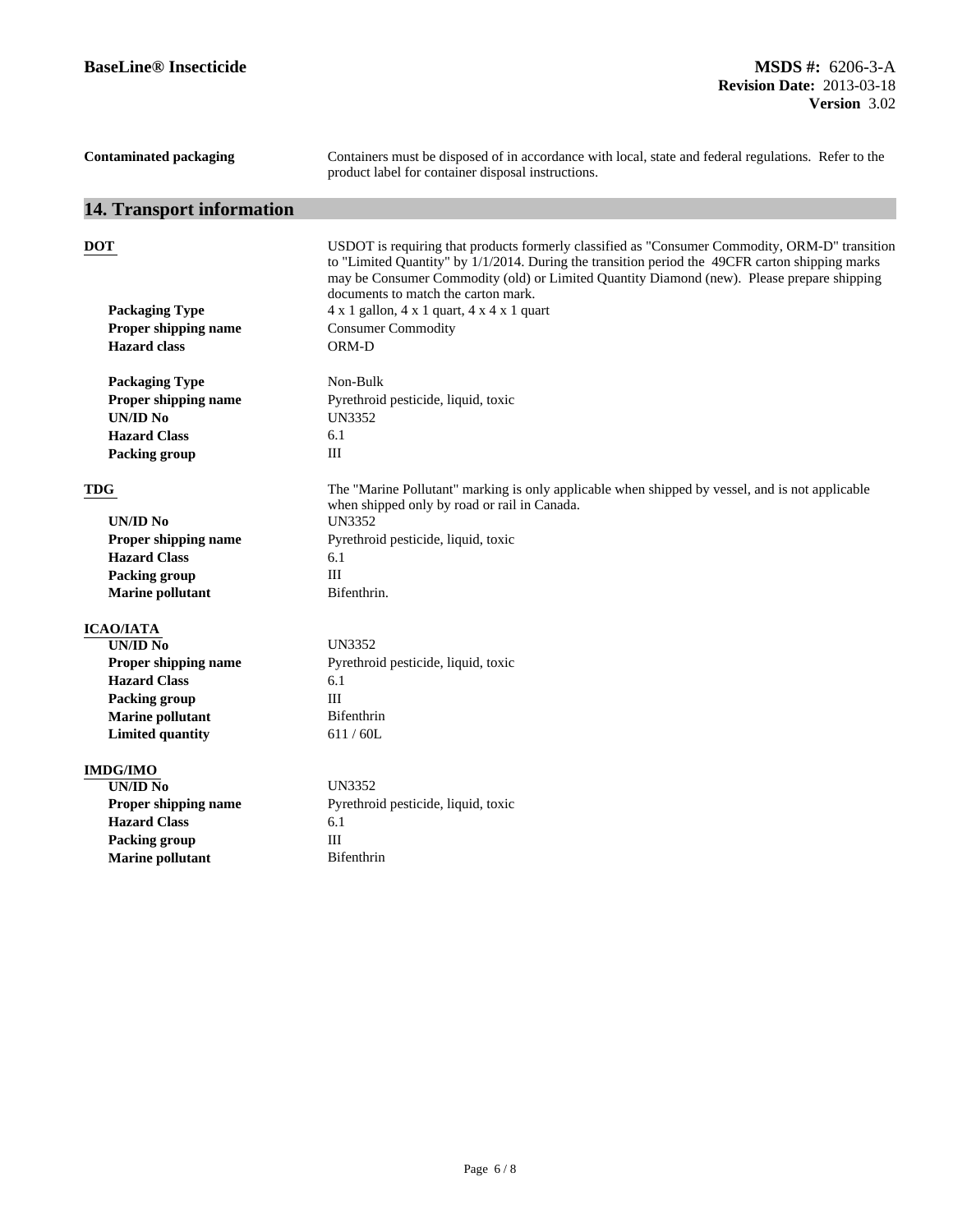**Contaminated packaging** Containers must be disposed of in accordance with local, state and federal regulations. Refer to the product label for container disposal instructions.

## 14. Transport information

**DOT**

USDOT is requiring that products formerly classified as "Consumer Commodity, ORM-D" transition to "Limited Quantity" by 1/1/2014. During the transition period the 49CFR carton shipping marks may be Consumer Commodity (old) or Limited Quantity Diamond (new). Please prepare shipping documents to match the carton mark.

| | |
|---|---|
| **Packaging Type** | 4 x 1 gallon, 4 x 1 quart, 4 x 4 x 1 quart |
| **Proper shipping name** | Consumer Commodity |
| **Hazard class** | ORM-D |

| | |
|---|---|
| **Packaging Type** | Non-Bulk |
| **Proper shipping name** | Pyrethroid pesticide, liquid, toxic |
| **UN/ID No** | UN3352 |
| **Hazard Class** | 6.1 |
| **Packing group** | III |

**TDG**

The "Marine Pollutant" marking is only applicable when shipped by vessel, and is not applicable when shipped only by road or rail in Canada.

| | |
|---|---|
| **UN/ID No** | UN3352 |
| **Proper shipping name** | Pyrethroid pesticide, liquid, toxic |
| **Hazard Class** | 6.1 |
| **Packing group** | III |
| **Marine pollutant** | Bifenthrin. |

**ICAO/IATA**

| | |
|---|---|
| **UN/ID No** | UN3352 |
| **Proper shipping name** | Pyrethroid pesticide, liquid, toxic |
| **Hazard Class** | 6.1 |
| **Packing group** | III |
| **Marine pollutant** | Bifenthrin |
| **Limited quantity** | 611 / 60L |

**IMDG/IMO**

| | |
|---|---|
| **UN/ID No** | UN3352 |
| **Proper shipping name** | Pyrethroid pesticide, liquid, toxic |
| **Hazard Class** | 6.1 |
| **Packing group** | III |
| **Marine pollutant** | Bifenthrin |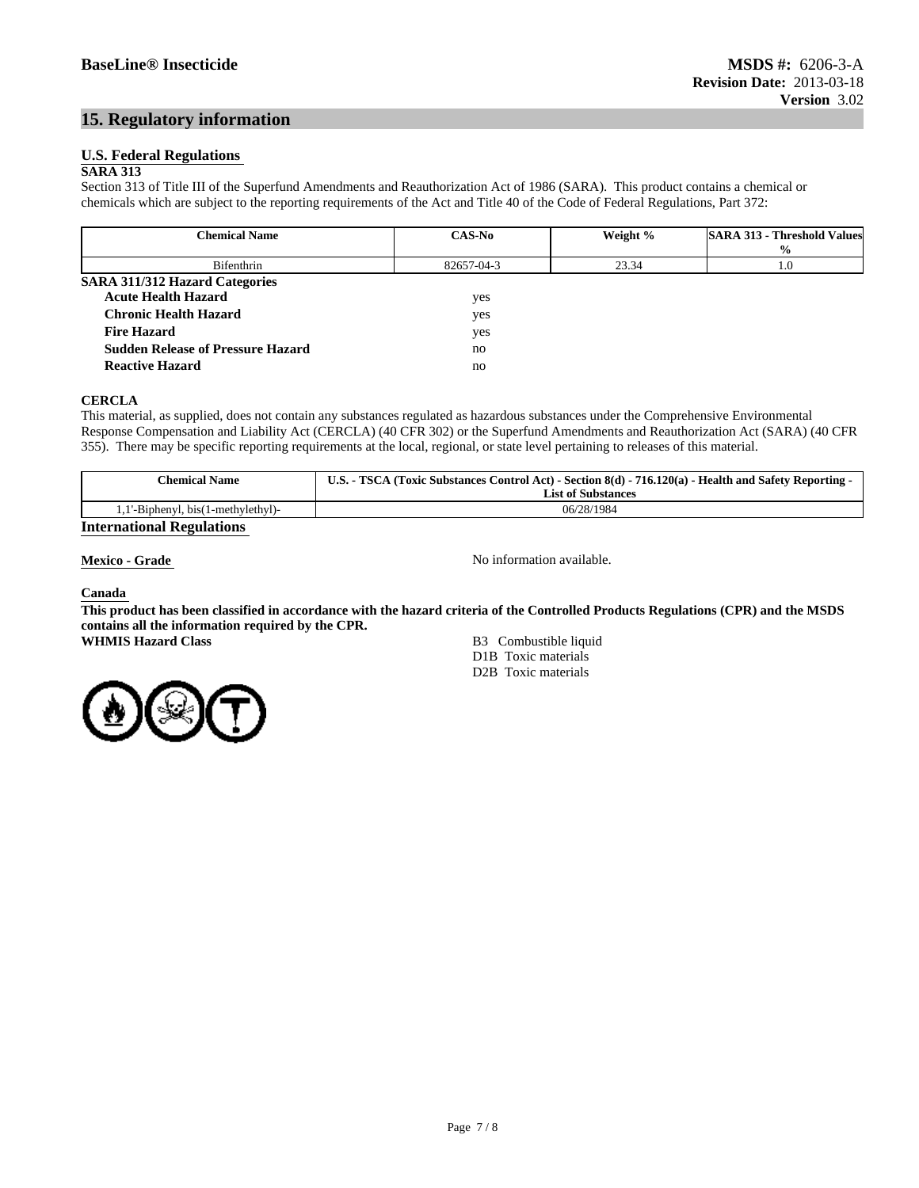## 15. Regulatory information

### U.S. Federal Regulations

**SARA 313**

Section 313 of Title III of the Superfund Amendments and Reauthorization Act of 1986 (SARA). This product contains a chemical or chemicals which are subject to the reporting requirements of the Act and Title 40 of the Code of Federal Regulations, Part 372:

| Chemical Name | CAS-No | Weight % | SARA 313 - Threshold Values % |
|---|---|---|---|
| Bifenthrin | 82657-04-3 | 23.34 | 1.0 |

**SARA 311/312 Hazard Categories**

| | |
|---|---|
| **Acute Health Hazard** | yes |
| **Chronic Health Hazard** | yes |
| **Fire Hazard** | yes |
| **Sudden Release of Pressure Hazard** | no |
| **Reactive Hazard** | no |

**CERCLA**

This material, as supplied, does not contain any substances regulated as hazardous substances under the Comprehensive Environmental Response Compensation and Liability Act (CERCLA) (40 CFR 302) or the Superfund Amendments and Reauthorization Act (SARA) (40 CFR 355). There may be specific reporting requirements at the local, regional, or state level pertaining to releases of this material.

| Chemical Name | U.S. - TSCA (Toxic Substances Control Act) - Section 8(d) - 716.120(a) - Health and Safety Reporting - List of Substances |
|---|---|
| 1,1'-Biphenyl, bis(1-methylethyl)- | 06/28/1984 |

### International Regulations

**Mexico - Grade** No information available.

**Canada**

**This product has been classified in accordance with the hazard criteria of the Controlled Products Regulations (CPR) and the MSDS contains all the information required by the CPR.**

**WHMIS Hazard Class**

B3 Combustible liquid
D1B Toxic materials
D2B Toxic materials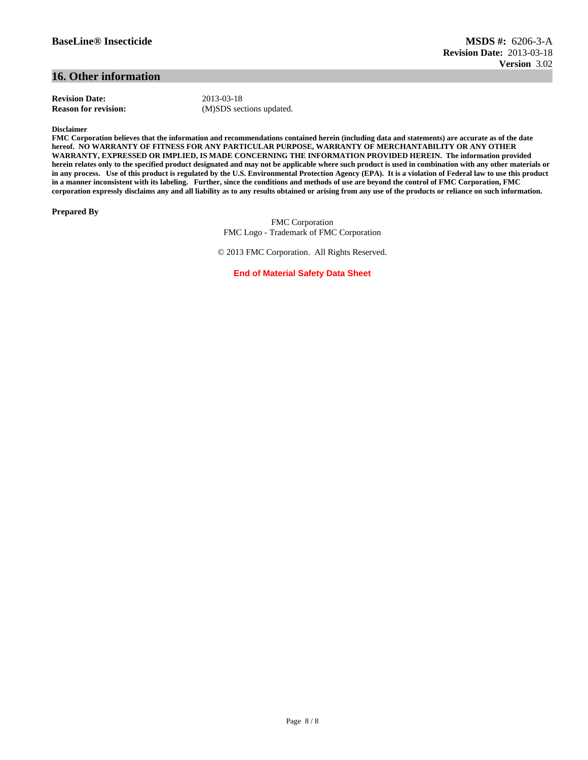## 16. Other information

**Revision Date:** 2013-03-18
**Reason for revision:** (M)SDS sections updated.

**Disclaimer**

**FMC Corporation believes that the information and recommendations contained herein (including data and statements) are accurate as of the date hereof. NO WARRANTY OF FITNESS FOR ANY PARTICULAR PURPOSE, WARRANTY OF MERCHANTABILITY OR ANY OTHER WARRANTY, EXPRESSED OR IMPLIED, IS MADE CONCERNING THE INFORMATION PROVIDED HEREIN. The information provided herein relates only to the specified product designated and may not be applicable where such product is used in combination with any other materials or in any process. Use of this product is regulated by the U.S. Environmental Protection Agency (EPA). It is a violation of Federal law to use this product in a manner inconsistent with its labeling. Further, since the conditions and methods of use are beyond the control of FMC Corporation, FMC corporation expressly disclaims any and all liability as to any results obtained or arising from any use of the products or reliance on such information.**

**Prepared By**

FMC Corporation
FMC Logo - Trademark of FMC Corporation

© 2013 FMC Corporation. All Rights Reserved.

**End of Material Safety Data Sheet**